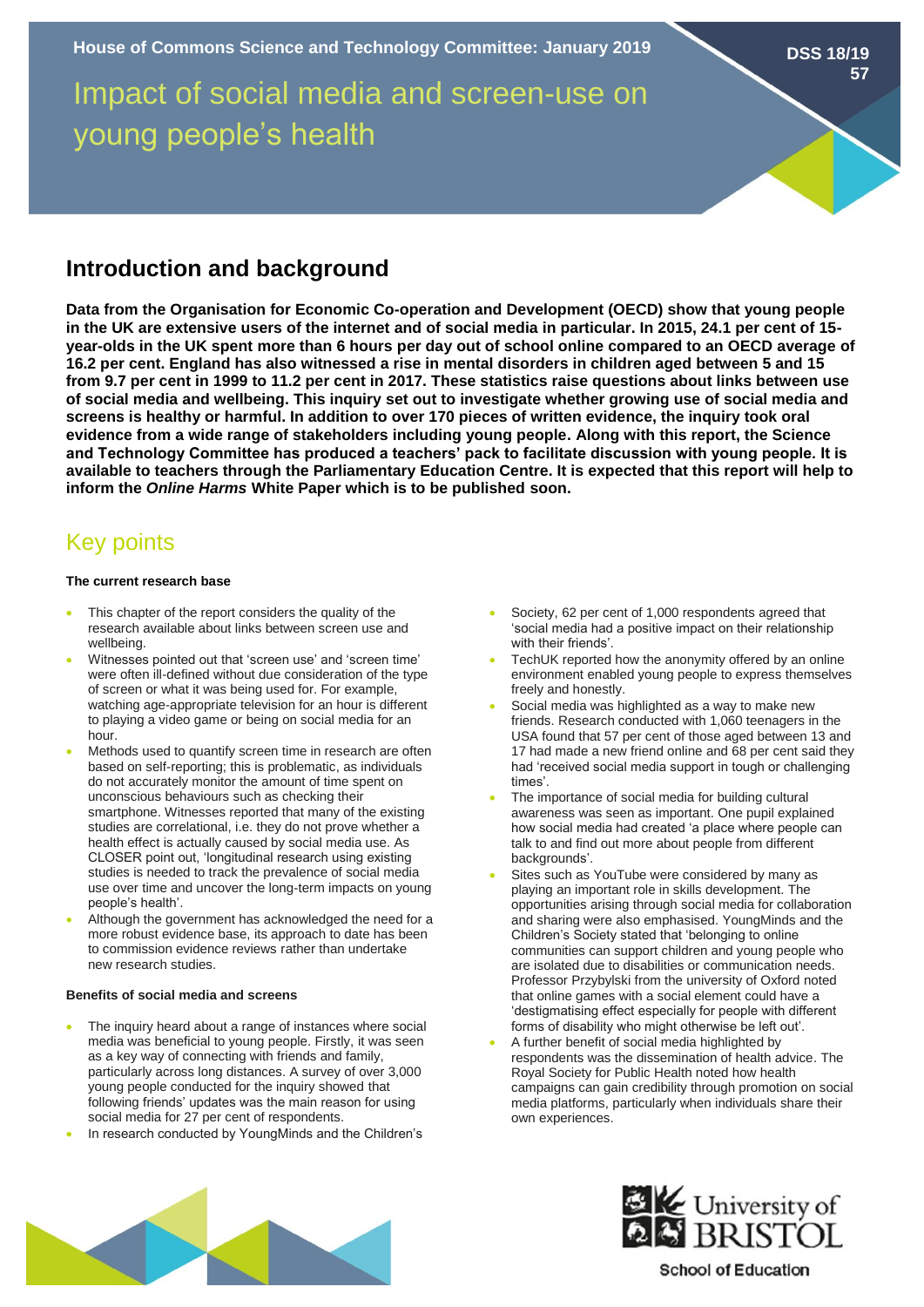House of Commons Science and Technology Committee: January 2019

DSS 18/19 57

# Impact of social media and screen-use on young people's health

## Introduction and background

**Data from the Organisation for Economic Co-operation and Development (OECD) show that young people in the UK are extensive users of the internet and of social media in particular. In 2015, 24.1 per cent of 15-year-olds in the UK spent more than 6 hours per day out of school online compared to an OECD average of 16.2 per cent. England has also witnessed a rise in mental disorders in children aged between 5 and 15 from 9.7 per cent in 1999 to 11.2 per cent in 2017. These statistics raise questions about links between use of social media and wellbeing. This inquiry set out to investigate whether growing use of social media and screens is healthy or harmful. In addition to over 170 pieces of written evidence, the inquiry took oral evidence from a wide range of stakeholders including young people. Along with this report, the Science and Technology Committee has produced a teachers' pack to facilitate discussion with young people. It is available to teachers through the Parliamentary Education Centre. It is expected that this report will help to inform the *Online Harms* White Paper which is to be published soon.**

## Key points

**The current research base**

- This chapter of the report considers the quality of the research available about links between screen use and wellbeing.
- Witnesses pointed out that 'screen use' and 'screen time' were often ill-defined without due consideration of the type of screen or what it was being used for. For example, watching age-appropriate television for an hour is different to playing a video game or being on social media for an hour.
- Methods used to quantify screen time in research are often based on self-reporting; this is problematic, as individuals do not accurately monitor the amount of time spent on unconscious behaviours such as checking their smartphone. Witnesses reported that many of the existing studies are correlational, i.e. they do not prove whether a health effect is actually caused by social media use. As CLOSER point out, 'longitudinal research using existing studies is needed to track the prevalence of social media use over time and uncover the long-term impacts on young people's health'.
- Although the government has acknowledged the need for a more robust evidence base, its approach to date has been to commission evidence reviews rather than undertake new research studies.

**Benefits of social media and screens**

- The inquiry heard about a range of instances where social media was beneficial to young people. Firstly, it was seen as a key way of connecting with friends and family, particularly across long distances. A survey of over 3,000 young people conducted for the inquiry showed that following friends' updates was the main reason for using social media for 27 per cent of respondents.
- In research conducted by YoungMinds and the Children's Society, 62 per cent of 1,000 respondents agreed that 'social media had a positive impact on their relationship with their friends'.
- TechUK reported how the anonymity offered by an online environment enabled young people to express themselves freely and honestly.
- Social media was highlighted as a way to make new friends. Research conducted with 1,060 teenagers in the USA found that 57 per cent of those aged between 13 and 17 had made a new friend online and 68 per cent said they had 'received social media support in tough or challenging times'.
- The importance of social media for building cultural awareness was seen as important. One pupil explained how social media had created 'a place where people can talk to and find out more about people from different backgrounds'.
- Sites such as YouTube were considered by many as playing an important role in skills development. The opportunities arising through social media for collaboration and sharing were also emphasised. YoungMinds and the Children's Society stated that 'belonging to online communities can support children and young people who are isolated due to disabilities or communication needs. Professor Przybylski from the university of Oxford noted that online games with a social element could have a 'destigmatising effect especially for people with different forms of disability who might otherwise be left out'.
- A further benefit of social media highlighted by respondents was the dissemination of health advice. The Royal Society for Public Health noted how health campaigns can gain credibility through promotion on social media platforms, particularly when individuals share their own experiences.

University of Bristol School of Education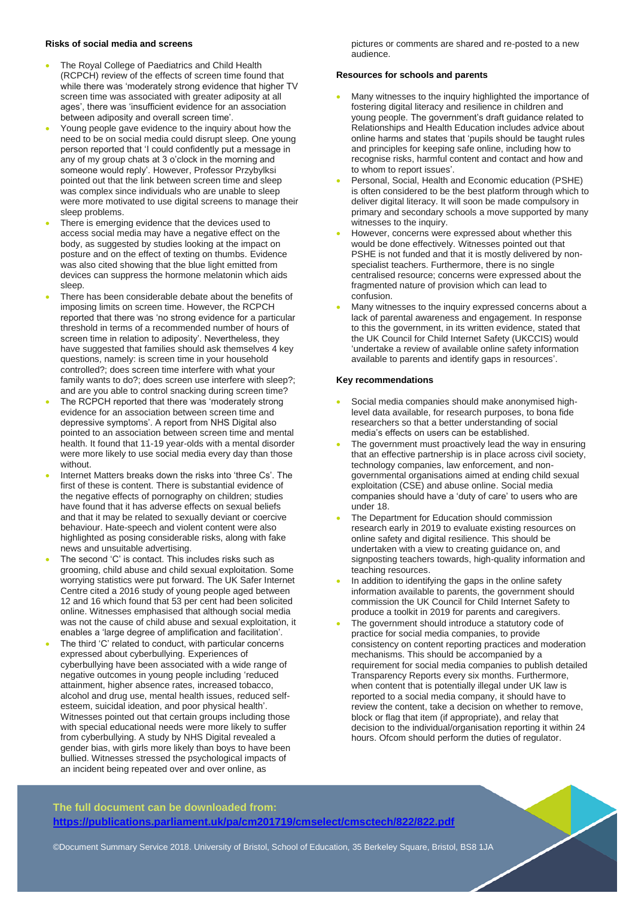**Risks of social media and screens**

- The Royal College of Paediatrics and Child Health (RCPCH) review of the effects of screen time found that while there was 'moderately strong evidence that higher TV screen time was associated with greater adiposity at all ages', there was 'insufficient evidence for an association between adiposity and overall screen time'.
- Young people gave evidence to the inquiry about how the need to be on social media could disrupt sleep. One young person reported that 'I could confidently put a message in any of my group chats at 3 o'clock in the morning and someone would reply'. However, Professor Przybylksi pointed out that the link between screen time and sleep was complex since individuals who are unable to sleep were more motivated to use digital screens to manage their sleep problems.
- There is emerging evidence that the devices used to access social media may have a negative effect on the body, as suggested by studies looking at the impact on posture and on the effect of texting on thumbs. Evidence was also cited showing that the blue light emitted from devices can suppress the hormone melatonin which aids sleep.
- There has been considerable debate about the benefits of imposing limits on screen time. However, the RCPCH reported that there was 'no strong evidence for a particular threshold in terms of a recommended number of hours of screen time in relation to adiposity'. Nevertheless, they have suggested that families should ask themselves 4 key questions, namely: is screen time in your household controlled?; does screen time interfere with what your family wants to do?; does screen use interfere with sleep?; and are you able to control snacking during screen time?
- The RCPCH reported that there was 'moderately strong evidence for an association between screen time and depressive symptoms'. A report from NHS Digital also pointed to an association between screen time and mental health. It found that 11-19 year-olds with a mental disorder were more likely to use social media every day than those without.
- Internet Matters breaks down the risks into 'three Cs'. The first of these is content. There is substantial evidence of the negative effects of pornography on children; studies have found that it has adverse effects on sexual beliefs and that it may be related to sexually deviant or coercive behaviour. Hate-speech and violent content were also highlighted as posing considerable risks, along with fake news and unsuitable advertising.
- The second 'C' is contact. This includes risks such as grooming, child abuse and child sexual exploitation. Some worrying statistics were put forward. The UK Safer Internet Centre cited a 2016 study of young people aged between 12 and 16 which found that 53 per cent had been solicited online. Witnesses emphasised that although social media was not the cause of child abuse and sexual exploitation, it enables a 'large degree of amplification and facilitation'.
- The third 'C' related to conduct, with particular concerns expressed about cyberbullying. Experiences of cyberbullying have been associated with a wide range of negative outcomes in young people including 'reduced attainment, higher absence rates, increased tobacco, alcohol and drug use, mental health issues, reduced self-esteem, suicidal ideation, and poor physical health'. Witnesses pointed out that certain groups including those with special educational needs were more likely to suffer from cyberbullying. A study by NHS Digital revealed a gender bias, with girls more likely than boys to have been bullied. Witnesses stressed the psychological impacts of an incident being repeated over and over online, as pictures or comments are shared and re-posted to a new audience.

**Resources for schools and parents**

- Many witnesses to the inquiry highlighted the importance of fostering digital literacy and resilience in children and young people. The government's draft guidance related to Relationships and Health Education includes advice about online harms and states that 'pupils should be taught rules and principles for keeping safe online, including how to recognise risks, harmful content and contact and how and to whom to report issues'.
- Personal, Social, Health and Economic education (PSHE) is often considered to be the best platform through which to deliver digital literacy. It will soon be made compulsory in primary and secondary schools a move supported by many witnesses to the inquiry.
- However, concerns were expressed about whether this would be done effectively. Witnesses pointed out that PSHE is not funded and that it is mostly delivered by non-specialist teachers. Furthermore, there is no single centralised resource; concerns were expressed about the fragmented nature of provision which can lead to confusion.
- Many witnesses to the inquiry expressed concerns about a lack of parental awareness and engagement. In response to this the government, in its written evidence, stated that the UK Council for Child Internet Safety (UKCCIS) would 'undertake a review of available online safety information available to parents and identify gaps in resources'.

**Key recommendations**

- Social media companies should make anonymised high-level data available, for research purposes, to bona fide researchers so that a better understanding of social media's effects on users can be established.
- The government must proactively lead the way in ensuring that an effective partnership is in place across civil society, technology companies, law enforcement, and non-governmental organisations aimed at ending child sexual exploitation (CSE) and abuse online. Social media companies should have a 'duty of care' to users who are under 18.
- The Department for Education should commission research early in 2019 to evaluate existing resources on online safety and digital resilience. This should be undertaken with a view to creating guidance on, and signposting teachers towards, high-quality information and teaching resources.
- In addition to identifying the gaps in the online safety information available to parents, the government should commission the UK Council for Child Internet Safety to produce a toolkit in 2019 for parents and caregivers.
- The government should introduce a statutory code of practice for social media companies, to provide consistency on content reporting practices and moderation mechanisms. This should be accompanied by a requirement for social media companies to publish detailed Transparency Reports every six months. Furthermore, when content that is potentially illegal under UK law is reported to a social media company, it should have to review the content, take a decision on whether to remove, block or flag that item (if appropriate), and relay that decision to the individual/organisation reporting it within 24 hours. Ofcom should perform the duties of regulator.

**The full document can be downloaded from:**
**https://publications.parliament.uk/pa/cm201719/cmselect/cmsctech/822/822.pdf**

©Document Summary Service 2018. University of Bristol, School of Education, 35 Berkeley Square, Bristol, BS8 1JA